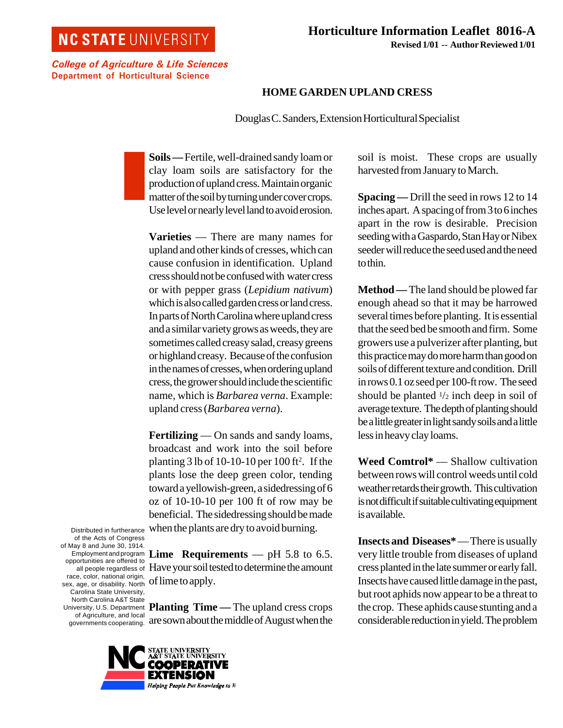NC STATE UNIVERSITY

*College of Agriculture & Life Sciences*
Department of Horticultural Science

**Horticulture Information Leaflet 8016-A**
**Revised 1/01 -- Author Reviewed 1/01**

# HOME GARDEN UPLAND CRESS

Douglas C. Sanders, Extension Horticultural Specialist

**Soils —** Fertile, well-drained sandy loam or clay loam soils are satisfactory for the production of upland cress. Maintain organic matter of the soil by turning under cover crops. Use level or nearly level land to avoid erosion.

**Varieties** — There are many names for upland and other kinds of cresses, which can cause confusion in identification. Upland cress should not be confused with water cress or with pepper grass (*Lepidium nativum*) which is also called garden cress or land cress. In parts of North Carolina where upland cress and a similar variety grows as weeds, they are sometimes called creasy salad, creasy greens or highland creasy. Because of the confusion in the names of cresses, when ordering upland cress, the grower should include the scientific name, which is *Barbarea verna*. Example: upland cress (*Barbarea verna*).

**Fertilizing** — On sands and sandy loams, broadcast and work into the soil before planting 3 lb of 10-10-10 per 100 ft$^2$. If the plants lose the deep green color, tending toward a yellowish-green, a sidedressing of 6 oz of 10-10-10 per 100 ft of row may be beneficial. The sidedressing should be made when the plants are dry to avoid burning.

**Lime Requirements** — pH 5.8 to 6.5. Have your soil tested to determine the amount of lime to apply.

**Planting Time —** The upland cress crops are sown about the middle of August when the soil is moist. These crops are usually harvested from January to March.

**Spacing —** Drill the seed in rows 12 to 14 inches apart. A spacing of from 3 to 6 inches apart in the row is desirable. Precision seeding with a Gaspardo, Stan Hay or Nibex seeder will reduce the seed used and the need to thin.

**Method —** The land should be plowed far enough ahead so that it may be harrowed several times before planting. It is essential that the seed bed be smooth and firm. Some growers use a pulverizer after planting, but this practice may do more harm than good on soils of different texture and condition. Drill in rows 0.1 oz seed per 100-ft row. The seed should be planted 1/2 inch deep in soil of average texture. The depth of planting should be a little greater in light sandy soils and a little less in heavy clay loams.

**Weed Comtrol*** — Shallow cultivation between rows will control weeds until cold weather retards their growth. This cultivation is not difficult if suitable cultivating equipment is available.

**Insects and Diseases*** — There is usually very little trouble from diseases of upland cress planted in the late summer or early fall. Insects have caused little damage in the past, but root aphids now appear to be a threat to the crop. These aphids cause stunting and a considerable reduction in yield. The problem

Distributed in furtherance of the Acts of Congress of May 8 and June 30, 1914. Employment and program opportunities are offered to all people regardless of race, color, national origin, sex, age, or disability. North Carolina State University, North Carolina A&T State University, U.S. Department of Agriculture, and local governments cooperating.

NC STATE UNIVERSITY A&T STATE UNIVERSITY COOPERATIVE EXTENSION
Helping People Put Knowledge to W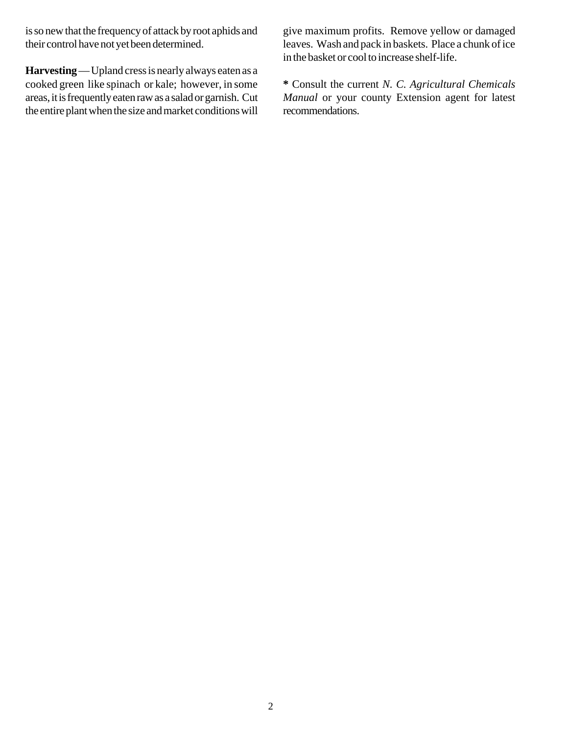is so new that the frequency of attack by root aphids and their control have not yet been determined.

**Harvesting** — Upland cress is nearly always eaten as a cooked green like spinach or kale; however, in some areas, it is frequently eaten raw as a salad or garnish. Cut the entire plant when the size and market conditions will give maximum profits. Remove yellow or damaged leaves. Wash and pack in baskets. Place a chunk of ice in the basket or cool to increase shelf-life.

**\*** Consult the current *N. C. Agricultural Chemicals Manual* or your county Extension agent for latest recommendations.